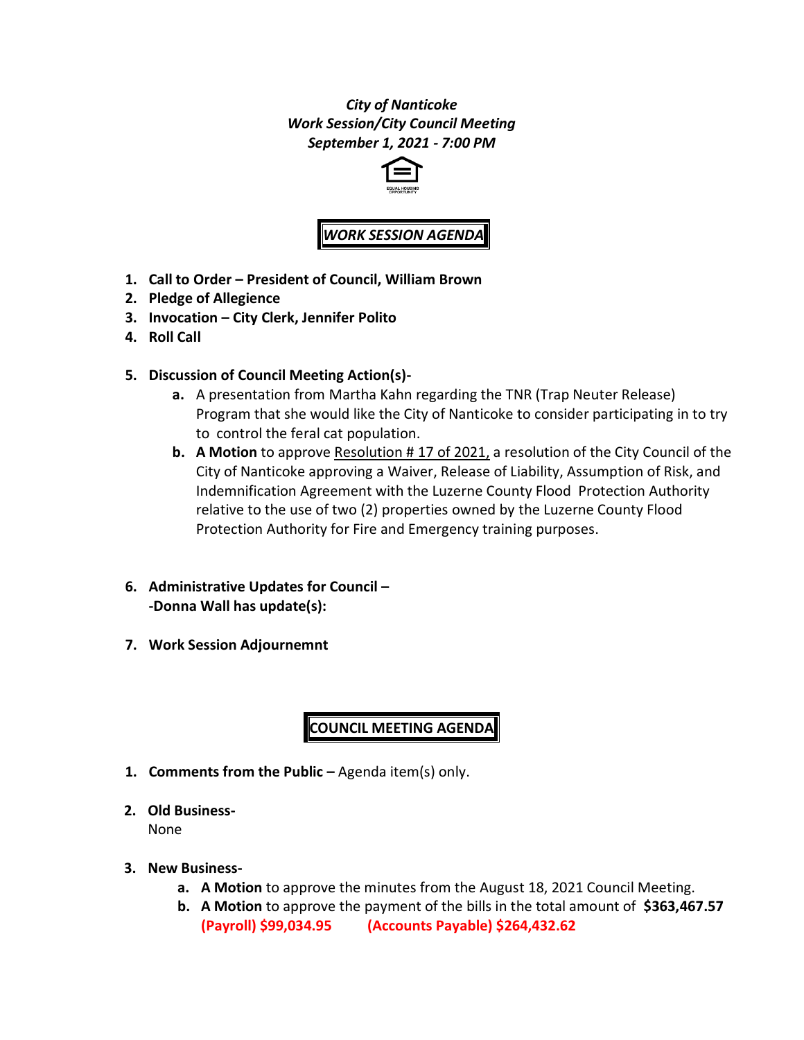***City of Nanticoke***
***Work Session/City Council Meeting***
***September 1, 2021 - 7:00 PM***

## ***WORK SESSION AGENDA***

1. **Call to Order – President of Council, William Brown**
2. **Pledge of Allegience**
3. **Invocation – City Clerk, Jennifer Polito**
4. **Roll Call**

5. **Discussion of Council Meeting Action(s)-**
   a. A presentation from Martha Kahn regarding the TNR (Trap Neuter Release) Program that she would like the City of Nanticoke to consider participating in to try to control the feral cat population.
   b. **A Motion** to approve Resolution # 17 of 2021, a resolution of the City Council of the City of Nanticoke approving a Waiver, Release of Liability, Assumption of Risk, and Indemnification Agreement with the Luzerne County Flood Protection Authority relative to the use of two (2) properties owned by the Luzerne County Flood Protection Authority for Fire and Emergency training purposes.

6. **Administrative Updates for Council –**
   **-Donna Wall has update(s):**

7. **Work Session Adjournemnt**

## **COUNCIL MEETING AGENDA**

1. **Comments from the Public –** Agenda item(s) only.

2. **Old Business-**
   None

3. **New Business-**
   a. **A Motion** to approve the minutes from the August 18, 2021 Council Meeting.
   b. **A Motion** to approve the payment of the bills in the total amount of **$363,467.57**
   **(Payroll) $99,034.95** **(Accounts Payable) $264,432.62**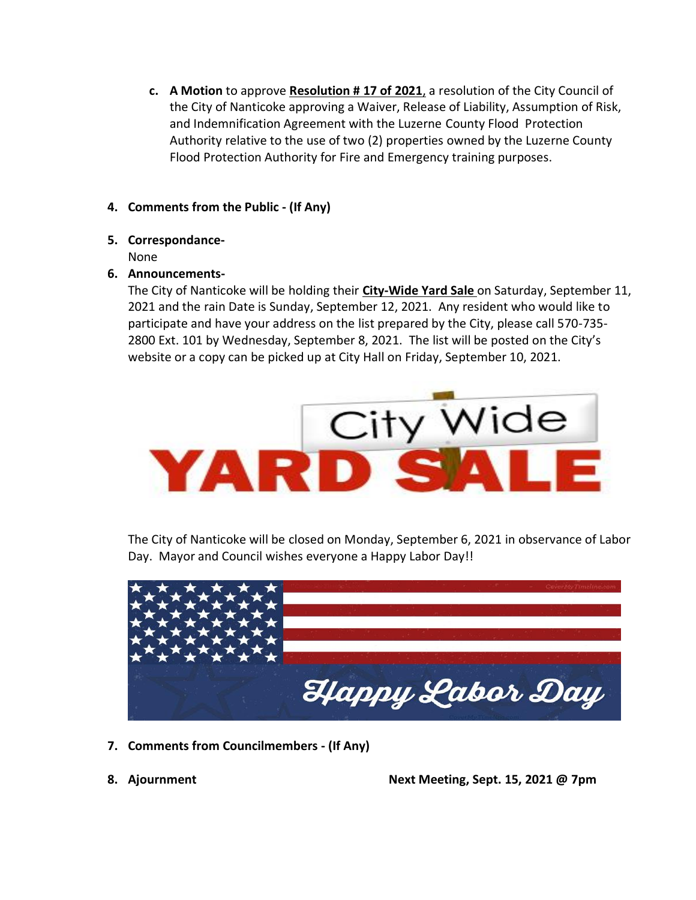c. **A Motion** to approve **Resolution # 17 of 2021**, a resolution of the City Council of the City of Nanticoke approving a Waiver, Release of Liability, Assumption of Risk, and Indemnification Agreement with the Luzerne County Flood Protection Authority relative to the use of two (2) properties owned by the Luzerne County Flood Protection Authority for Fire and Emergency training purposes.

4. **Comments from the Public - (If Any)**

5. **Correspondance-**
   None

6. **Announcements-**
   The City of Nanticoke will be holding their **City-Wide Yard Sale** on Saturday, September 11, 2021 and the rain Date is Sunday, September 12, 2021. Any resident who would like to participate and have your address on the list prepared by the City, please call 570-735-2800 Ext. 101 by Wednesday, September 8, 2021. The list will be posted on the City's website or a copy can be picked up at City Hall on Friday, September 10, 2021.

   The City of Nanticoke will be closed on Monday, September 6, 2021 in observance of Labor Day. Mayor and Council wishes everyone a Happy Labor Day!!

7. **Comments from Councilmembers - (If Any)**

8. **Ajournment** **Next Meeting, Sept. 15, 2021 @ 7pm**